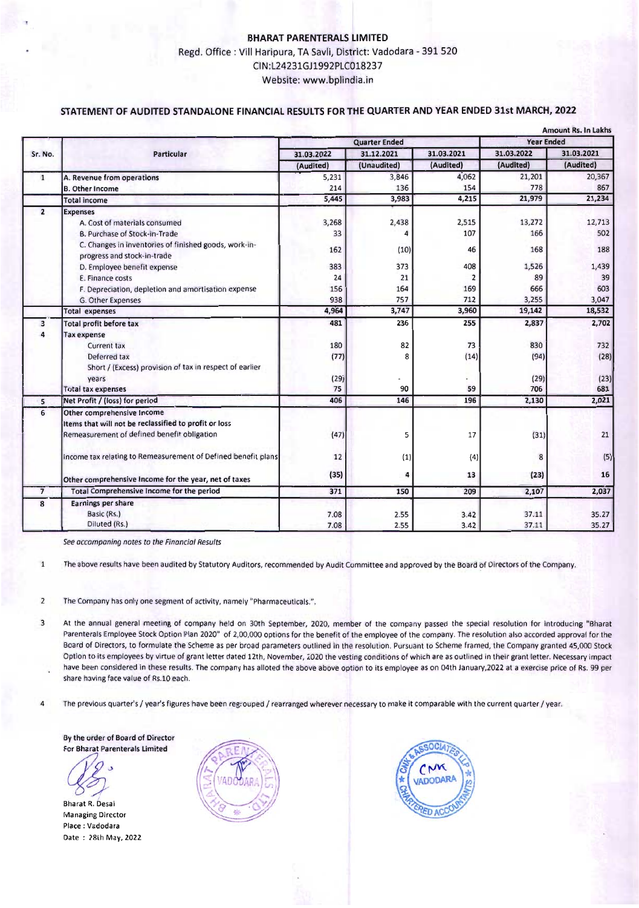**BHARAT PARENTERALS LIMITED**

Regd. Office : Vill Haripura, TA Savli, District: Vadodara - 391 520

CIN:L24231GJ1992PLC018237

Website: www.bplindia.in

## STATEMENT OF AUDITED STANDALONE FINANCIAL RESULTS FOR THE QUARTER AND YEAR ENDED 31st MARCH, 2022

Amount Rs. In Lakhs

| Sr. No. | Particular | Quarter Ended | | | Year Ended | |
|---|---|---|---|---|---|---|
| | | 31.03.2022 | 31.12.2021 | 31.03.2021 | 31.03.2022 | 31.03.2021 |
| | | (Audited) | (Unaudited) | (Audited) | (Audited) | (Audited) |
| 1 | A. Revenue from operations | 5,231 | 3,846 | 4,062 | 21,201 | 20,367 |
| | B. Other Income | 214 | 136 | 154 | 778 | 867 |
| | Total income | 5,445 | 3,983 | 4,215 | 21,979 | 21,234 |
| 2 | Expenses | | | | | |
| | A. Cost of materials consumed | 3,268 | 2,438 | 2,515 | 13,272 | 12,713 |
| | B. Purchase of Stock-in-Trade | 33 | 4 | 107 | 166 | 502 |
| | C. Changes in inventories of finished goods, work-in-progress and stock-in-trade | 162 | (10) | 46 | 168 | 188 |
| | D. Employee benefit expense | 383 | 373 | 408 | 1,526 | 1,439 |
| | E. Finance costs | 24 | 21 | 2 | 89 | 39 |
| | F. Depreciation, depletion and amortisation expense | 156 | 164 | 169 | 666 | 603 |
| | G. Other Expenses | 938 | 757 | 712 | 3,255 | 3,047 |
| | Total expenses | 4,964 | 3,747 | 3,960 | 19,142 | 18,532 |
| 3 | Total profit before tax | 481 | 236 | 255 | 2,837 | 2,702 |
| 4 | Tax expense | | | | | |
| | Current tax | 180 | 82 | 73 | 830 | 732 |
| | Deferred tax | (77) | 8 | (14) | (94) | (28) |
| | Short / (Excess) provision of tax in respect of earlier years | (29) | - | - | (29) | (23) |
| | Total tax expenses | 75 | 90 | 59 | 706 | 681 |
| 5 | Net Profit / (loss) for period | 406 | 146 | 196 | 2,130 | 2,021 |
| 6 | Other comprehensive income | | | | | |
| | Items that will not be reclassified to profit or loss | | | | | |
| | Remeasurement of defined benefit obligation | (47) | 5 | 17 | (31) | 21 |
| | Income tax relating to Remeasurement of Defined benefit plans | 12 | (1) | (4) | 8 | (5) |
| | Other comprehensive income for the year, net of taxes | (35) | 4 | 13 | (23) | 16 |
| 7 | Total Comprehensive Income for the period | 371 | 150 | 209 | 2,107 | 2,037 |
| 8 | Earnings per share | | | | | |
| | Basic (Rs.) | 7.08 | 2.55 | 3.42 | 37.11 | 35.27 |
| | Diluted (Rs.) | 7.08 | 2.55 | 3.42 | 37.11 | 35.27 |

*See accompaning notes to the Financial Results*

1. The above results have been audited by Statutory Auditors, recommended by Audit Committee and approved by the Board of Directors of the Company.

2. The Company has only one segment of activity, namely "Pharmaceuticals.".

3. At the annual general meeting of company held on 30th September, 2020, member of the company passed the special resolution for introducing "Bharat Parenterals Employee Stock Option Plan 2020" of 2,00,000 options for the benefit of the employee of the company. The resolution also accorded approval for the Board of Directors, to formulate the Scheme as per broad parameters outlined in the resolution. Pursuant to Scheme framed, the Company granted 45,000 Stock Option to its employees by virtue of grant letter dated 12th, November, 2020 the vesting conditions of which are as outlined in their grant letter. Necessary impact have been considered in these results. The company has alloted the above above option to its employee as on 04th January,2022 at a exercise price of Rs. 99 per share having face value of Rs.10 each.

4. The previous quarter's / year's figures have been regrouped / rearranged wherever necessary to make it comparable with the current quarter / year.

**By the order of Board of Director**
**For Bharat Parenterals Limited**

Bharat R. Desai
Managing Director
Place : Vadodara
Date : 28th May, 2022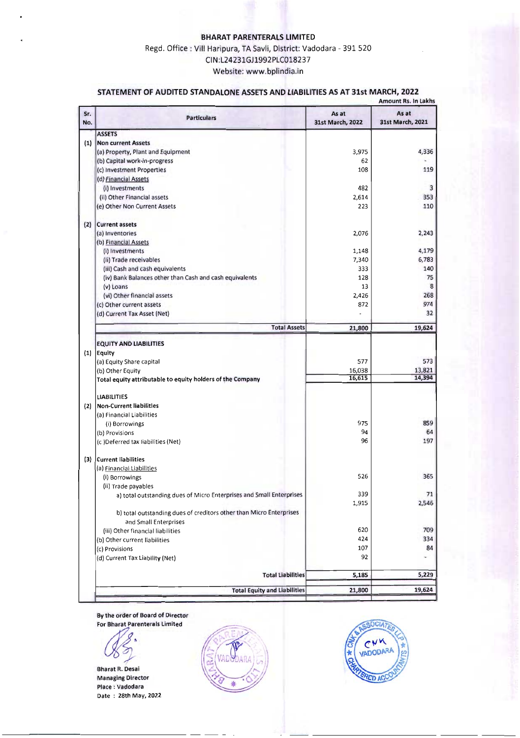# BHARAT PARENTERALS LIMITED

Regd. Office : Vill Haripura, TA Savli, District: Vadodara - 391 520

CIN:L24231GJ1992PLC018237

Website: www.bplindia.in

## STATEMENT OF AUDITED STANDALONE ASSETS AND LIABILITIES AS AT 31st MARCH, 2022

Amount Rs. In Lakhs

| Sr. No. | Particulars | As at 31st March, 2022 | As at 31st March, 2021 |
|---|---|---|---|
| | **ASSETS** | | |
| (1) | **Non current Assets** | | |
| | (a) Property, Plant and Equipment | 3,975 | 4,336 |
| | (b) Capital work-in-progress | 62 | - |
| | (c) Investment Properties | 108 | 119 |
| | (d) Financial Assets | | |
| | (i) Investments | 482 | 3 |
| | (ii) Other Financial assets | 2,614 | 353 |
| | (e) Other Non Current Assets | 223 | 110 |
| (2) | **Current assets** | | |
| | (a) Inventories | 2,076 | 2,243 |
| | (b) Financial Assets | | |
| | (i) Investments | 1,148 | 4,179 |
| | (ii) Trade receivables | 7,340 | 6,783 |
| | (iii) Cash and cash equivalents | 333 | 140 |
| | (iv) Bank Balances other than Cash and cash equivalents | 128 | 75 |
| | (v) Loans | 13 | 8 |
| | (vi) Other financial assets | 2,426 | 268 |
| | (c) Other current assets | 872 | 974 |
| | (d) Current Tax Asset (Net) | - | 32 |
| | **Total Assets** | **21,800** | **19,624** |
| | **EQUITY AND LIABILITIES** | | |
| (1) | **Equity** | | |
| | (a) Equity Share capital | 577 | 573 |
| | (b) Other Equity | 16,038 | 13,821 |
| | **Total equity attributable to equity holders of the Company** | 16,615 | 14,394 |
| | **LIABILITIES** | | |
| (2) | **Non-Current liabilities** | | |
| | (a) Financial Liabilities | | |
| | (i) Borrowings | 975 | 859 |
| | (b) Provisions | 94 | 64 |
| | (c )Deferred tax liabilities (Net) | 96 | 197 |
| (3) | **Current liabilities** | | |
| | (a) Financial Liabilities | | |
| | (i) Borrowings | 526 | 365 |
| | (ii) Trade payables | | |
| | a) total outstanding dues of Micro Enterprises and Small Enterprises | 339 | 71 |
| | b) total outstanding dues of creditors other than Micro Enterprises and Small Enterprises | 1,915 | 2,546 |
| | (iii) Other financial liabilities | 620 | 709 |
| | (b) Other current liabilities | 424 | 334 |
| | (c) Provisions | 107 | 84 |
| | (d) Current Tax Liability (Net) | 92 | - |
| | **Total Liabilities** | **5,185** | **5,229** |
| | **Total Equity and Liabilities** | **21,800** | **19,624** |

**By the order of Board of Director**
**For Bharat Parenterals Limited**

**Bharat R. Desai**
**Managing Director**
**Place : Vadodara**
**Date : 28th May, 2022**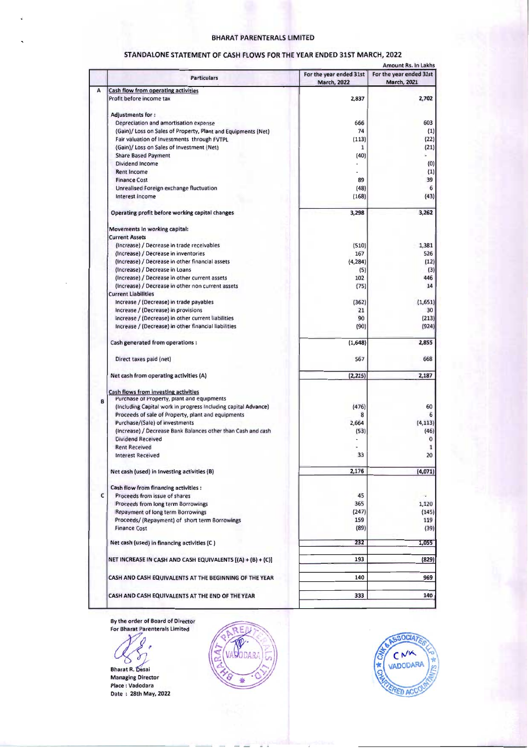# BHARAT PARENTERALS LIMITED

## STANDALONE STATEMENT OF CASH FLOWS FOR THE YEAR ENDED 31ST MARCH, 2022

Amount Rs. In Lakhs

| | Particulars | For the year ended 31st March, 2022 | For the year ended 31st March, 2021 |
|---|---|---|---|
| A | Cash flow from operating activities | | |
| | Profit before income tax | 2,837 | 2,702 |
| | Adjustments for : | | |
| | Depreciation and amortisation expense | 666 | 603 |
| | (Gain)/ Loss on Sales of Property, Plant and Equipments (Net) | 74 | (1) |
| | Fair valuation of Investments through FVTPL | (113) | (22) |
| | (Gain)/ Loss on Sales of Investment (Net) | 1 | (21) |
| | Share Based Payment | (40) | - |
| | Dividend Income | - | (0) |
| | Rent Income | - | (1) |
| | Finance Cost | 89 | 39 |
| | Unrealised Foreign exchange fluctuation | (48) | 6 |
| | Interest Income | (168) | (43) |
| | Operating profit before working capital changes | 3,298 | 3,262 |
| | Movements in working capital: | | |
| | Current Assets | | |
| | (Increase) / Decrease in trade receivables | (510) | 1,381 |
| | (Increase) / Decrease in inventories | 167 | 526 |
| | (Increase) / Decrease in other financial assets | (4,284) | (12) |
| | (Increase) / Decrease in Loans | (5) | (3) |
| | (Increase) / Decrease in other current assets | 102 | 446 |
| | (Increase) / Decrease in other non current assets | (75) | 14 |
| | Current Liabilities | | |
| | Increase / (Decrease) in trade payables | (362) | (1,651) |
| | Increase / (Decrease) in provisions | 21 | 30 |
| | Increase / (Decrease) in other current liabilities | 90 | (213) |
| | Increase / (Decrease) in other financial liabilities | (90) | (924) |
| | Cash generated from operations : | (1,648) | 2,855 |
| | Direct taxes paid (net) | 567 | 668 |
| | Net cash from operating activities (A) | (2,215) | 2,187 |
| B | Cash flows from investing activities | | |
| | Purchase of Property, plant and equipments (Including Capital work in progress Including capital Advance) | (476) | 60 |
| | Proceeds of sale of Property, plant and equipments | 8 | 6 |
| | Purchase/(Sale) of investments | 2,664 | (4,113) |
| | (Increase) / Decrease Bank Balances other than Cash and cash | (53) | (46) |
| | Dividend Received | - | 0 |
| | Rent Received | - | 1 |
| | Interest Received | 33 | 20 |
| | Net cash (used) in Investing activities (B) | 2,176 | (4,071) |
| C | Cash flow from financing activities : | | |
| | Proceeds from issue of shares | 45 | - |
| | Proceeds from long term Borrowings | 365 | 1,120 |
| | Repayment of long term Borrowings | (247) | (145) |
| | Proceeds/ (Repayment) of short term Borrowings | 159 | 119 |
| | Finance Cost | (89) | (39) |
| | Net cash (used) in financing activities (C ) | 232 | 1,055 |
| | NET INCREASE IN CASH AND CASH EQUIVALENTS [(A) + (B) + (C)] | 193 | (829) |
| | CASH AND CASH EQUIVALENTS AT THE BEGINNING OF THE YEAR | 140 | 969 |
| | CASH AND CASH EQUIVALENTS AT THE END OF THE YEAR | 333 | 140 |

By the order of Board of Director
For Bharat Parenterals Limited

Bharat R. Desai
Managing Director
Place : Vadodara
Date : 28th May, 2022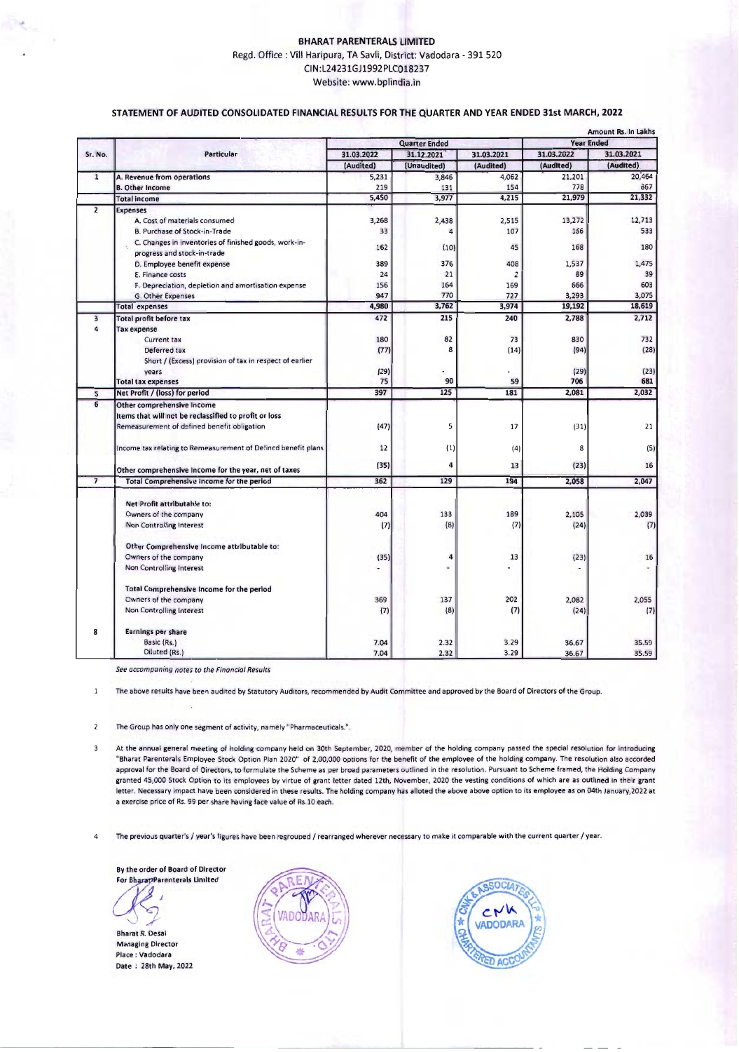**BHARAT PARENTERALS LIMITED**
Regd. Office : Vill Haripura, TA Savli, District: Vadodara - 391 520
CIN:L24231GJ1992PLC018237
Website: www.bplindia.in

## STATEMENT OF AUDITED CONSOLIDATED FINANCIAL RESULTS FOR THE QUARTER AND YEAR ENDED 31st MARCH, 2022

Amount Rs. In Lakhs

| Sr. No. | Particular | Quarter Ended | | | Year Ended | |
|---|---|---|---|---|---|---|
| | | 31.03.2022 | 31.12.2021 | 31.03.2021 | 31.03.2022 | 31.03.2021 |
| | | (Audited) | (Unaudited) | (Audited) | (Audited) | (Audited) |
| 1 | A. Revenue from operations | 5,231 | 3,846 | 4,062 | 21,201 | 20,464 |
| | B. Other Income | 219 | 131 | 154 | 778 | 867 |
| | Total Income | 5,450 | 3,977 | 4,215 | 21,979 | 21,332 |
| 2 | Expenses | | | | | |
| | A. Cost of materials consumed | 3,268 | 2,438 | 2,515 | 13,272 | 12,713 |
| | B. Purchase of Stock-in-Trade | 33 | 4 | 107 | 166 | 533 |
| | C. Changes in inventories of finished goods, work-in-progress and stock-in-trade | 162 | (10) | 45 | 168 | 180 |
| | D. Employee benefit expense | 389 | 376 | 408 | 1,537 | 1,475 |
| | E. Finance costs | 24 | 21 | 2 | 89 | 39 |
| | F. Depreciation, depletion and amortisation expense | 156 | 164 | 169 | 666 | 603 |
| | G. Other Expenses | 947 | 770 | 727 | 3,293 | 3,075 |
| | Total expenses | 4,980 | 3,762 | 3,974 | 19,192 | 18,619 |
| 3 | Total profit before tax | 472 | 215 | 240 | 2,788 | 2,712 |
| 4 | Tax expense | | | | | |
| | Current tax | 180 | 82 | 73 | 830 | 732 |
| | Deferred tax | (77) | 8 | (14) | (94) | (28) |
| | Short / (Excess) provision of tax in respect of earlier years | (29) | - | - | (29) | (23) |
| | Total tax expenses | 75 | 90 | 59 | 706 | 681 |
| 5 | Net Profit / (loss) for period | 397 | 125 | 181 | 2,081 | 2,032 |
| 6 | Other comprehensive income | | | | | |
| | Items that will not be reclassified to profit or loss | | | | | |
| | Remeasurement of defined benefit obligation | (47) | 5 | 17 | (31) | 21 |
| | Income tax relating to Remeasurement of Defined benefit plans | 12 | (1) | (4) | 8 | (5) |
| | Other comprehensive income for the year, net of taxes | (35) | 4 | 13 | (23) | 16 |
| 7 | Total Comprehensive Income for the period | 362 | 129 | 194 | 2,058 | 2,047 |
| | Net Profit attributable to: | | | | | |
| | Owners of the company | 404 | 133 | 189 | 2,105 | 2,039 |
| | Non Controlling Interest | (7) | (8) | (7) | (24) | (7) |
| | Other Comprehensive Income attributable to: | | | | | |
| | Owners of the company | (35) | 4 | 13 | (23) | 16 |
| | Non Controlling Interest | - | - | - | - | - |
| | Total Comprehensive Income for the period | | | | | |
| | Owners of the company | 369 | 137 | 202 | 2,082 | 2,055 |
| | Non Controlling Interest | (7) | (8) | (7) | (24) | (7) |
| 8 | Earnings per share | | | | | |
| | Basic (Rs.) | 7.04 | 2.32 | 3.29 | 36.67 | 35.59 |
| | Diluted (Rs.) | 7.04 | 2.32 | 3.29 | 36.67 | 35.59 |

*See accompanying notes to the Financial Results*

1. The above results have been audited by Statutory Auditors, recommended by Audit Committee and approved by the Board of Directors of the Group.

2. The Group has only one segment of activity, namely "Pharmaceuticals.".

3. At the annual general meeting of holding company held on 30th September, 2020, member of the holding company passed the special resolution for introducing "Bharat Parenterals Employee Stock Option Plan 2020" of 2,00,000 options for the benefit of the employee of the holding company. The resolution also accorded approval for the Board of Directors, to formulate the Scheme as per broad parameters outlined in the resolution. Pursuant to Scheme framed, the Holding Company granted 45,000 Stock Option to its employees by virtue of grant letter dated 12th, November, 2020 the vesting conditions of which are as outlined in their grant letter. Necessary impact have been considered in these results. The holding company has alloted the above above option to its employee as on 04th January,2022 at a exercise price of Rs. 99 per share having face value of Rs.10 each.

4. The previous quarter's / year's figures have been regrouped / rearranged wherever necessary to make it comparable with the current quarter / year.

By the order of Board of Director
For Bharat Parenterals Limited

Bharat R. Desai
Managing Director
Place : Vadodara
Date : 28th May, 2022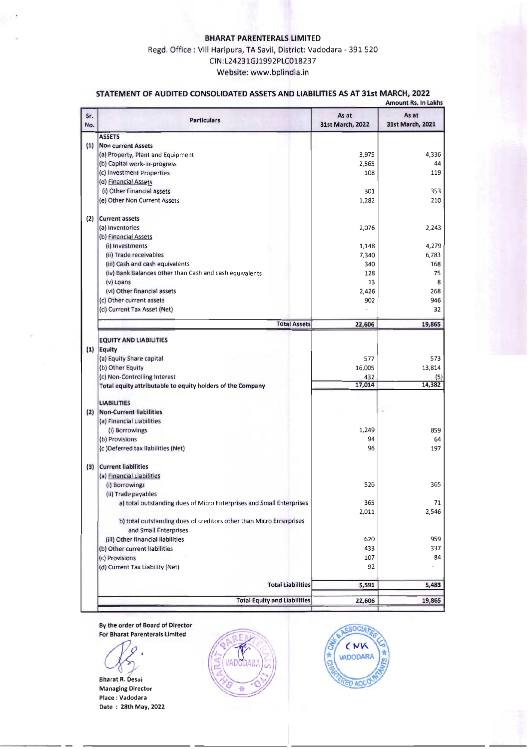**BHARAT PARENTERALS LIMITED**

Regd. Office : Vill Haripura, TA Savli, District: Vadodara - 391 520

CIN:L24231GJ1992PLC018237

Website: www.bplindia.in

## STATEMENT OF AUDITED CONSOLIDATED ASSETS AND LIABILITIES AS AT 31st MARCH, 2022

**Amount Rs. In Lakhs**

| Sr. No. | Particulars | As at 31st March, 2022 | As at 31st March, 2021 |
|---|---|---|---|
| | **ASSETS** | | |
| (1) | **Non current Assets** | | |
| | (a) Property, Plant and Equipment | 3,975 | 4,336 |
| | (b) Capital work-in-progress | 2,565 | 44 |
| | (c) Investment Properties | 108 | 119 |
| | (d) Financial Assets | | |
| | (i) Other Financial assets | 301 | 353 |
| | (e) Other Non Current Assets | 1,282 | 210 |
| (2) | **Current assets** | | |
| | (a) Inventories | 2,076 | 2,243 |
| | (b) Financial Assets | | |
| | (i) Investments | 1,148 | 4,279 |
| | (ii) Trade receivables | 7,340 | 6,783 |
| | (iii) Cash and cash equivalents | 340 | 168 |
| | (iv) Bank Balances other than Cash and cash equivalents | 128 | 75 |
| | (v) Loans | 13 | 8 |
| | (vi) Other financial assets | 2,426 | 268 |
| | (c) Other current assets | 902 | 946 |
| | (d) Current Tax Asset (Net) | - | 32 |
| | **Total Assets** | **22,606** | **19,865** |
| | **EQUITY AND LIABILITIES** | | |
| (1) | **Equity** | | |
| | (a) Equity Share capital | 577 | 573 |
| | (b) Other Equity | 16,005 | 13,814 |
| | (c) Non-Controlling Interest | 432 | (5) |
| | **Total equity attributable to equity holders of the Company** | **17,014** | **14,382** |
| | **LIABILITIES** | | |
| (2) | **Non-Current liabilities** | | |
| | (a) Financial Liabilities | | |
| | (i) Borrowings | 1,249 | 859 |
| | (b) Provisions | 94 | 64 |
| | (c )Deferred tax liabilities (Net) | 96 | 197 |
| (3) | **Current liabilities** | | |
| | (a) Financial Liabilities | | |
| | (i) Borrowings | 526 | 365 |
| | (ii) Trade payables | | |
| | a) total outstanding dues of Micro Enterprises and Small Enterprises | 365 | 71 |
| | b) total outstanding dues of creditors other than Micro Enterprises and Small Enterprises | 2,011 | 2,546 |
| | (iii) Other financial liabilities | 620 | 959 |
| | (b) Other current liabilities | 433 | 337 |
| | (c) Provisions | 107 | 84 |
| | (d) Current Tax Liability (Net) | 92 | - |
| | **Total Liabilities** | **5,591** | **5,483** |
| | **Total Equity and Liabilities** | **22,606** | **19,865** |

**By the order of Board of Director**
**For Bharat Parenterals Limited**

**Bharat R. Desai**
**Managing Director**
**Place : Vadodara**
**Date : 28th May, 2022**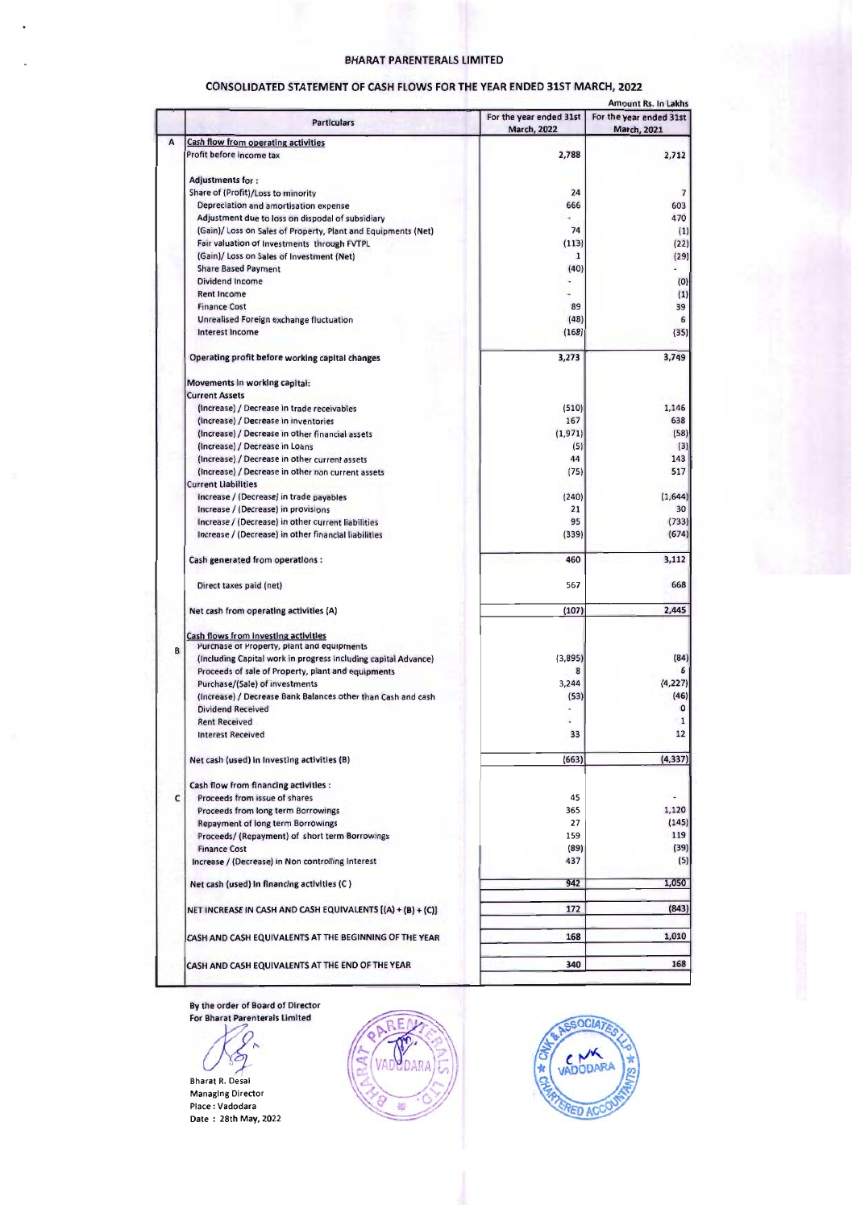# BHARAT PARENTERALS LIMITED

## CONSOLIDATED STATEMENT OF CASH FLOWS FOR THE YEAR ENDED 31ST MARCH, 2022

Amount Rs. In Lakhs

| | Particulars | For the year ended 31st March, 2022 | For the year ended 31st March, 2021 |
|---|---|---|---|
| A | Cash flow from operating activities | | |
| | Profit before income tax | 2,788 | 2,712 |
| | Adjustments for : | | |
| | Share of (Profit)/Loss to minority | 24 | 7 |
| | Depreciation and amortisation expense | 666 | 603 |
| | Adjustment due to loss on dispodal of subsidiary | - | 470 |
| | (Gain)/ Loss on Sales of Property, Plant and Equipments (Net) | 74 | (1) |
| | Fair valuation of Investments through FVTPL | (113) | (22) |
| | (Gain)/ Loss on Sales of Investment (Net) | 1 | (29) |
| | Share Based Payment | (40) | - |
| | Dividend Income | - | (0) |
| | Rent Income | - | (1) |
| | Finance Cost | 89 | 39 |
| | Unrealised Foreign exchange fluctuation | (48) | 6 |
| | Interest Income | (168) | (35) |
| | Operating profit before working capital changes | 3,273 | 3,749 |
| | Movements in working capital: | | |
| | Current Assets | | |
| | (Increase) / Decrease in trade receivables | (510) | 1,146 |
| | (Increase) / Decrease in inventories | 167 | 638 |
| | (Increase) / Decrease in other financial assets | (1,971) | (58) |
| | (Increase) / Decrease in Loans | (5) | (3) |
| | (Increase) / Decrease in other current assets | 44 | 143 |
| | (Increase) / Decrease in other non current assets | (75) | 517 |
| | Current Liabilities | | |
| | Increase / (Decrease) in trade payables | (240) | (1,644) |
| | Increase / (Decrease) in provisions | 21 | 30 |
| | Increase / (Decrease) in other current liabilities | 95 | (733) |
| | Increase / (Decrease) in other financial liabilities | (339) | (674) |
| | Cash generated from operations : | 460 | 3,112 |
| | Direct taxes paid (net) | 567 | 668 |
| | Net cash from operating activities (A) | (107) | 2,445 |
| B | Cash flows from investing activities | | |
| | Purchase of Property, plant and equipments (Including Capital work in progress including capital Advance) | (3,895) | (84) |
| | Proceeds of sale of Property, plant and equipments | 8 | 6 |
| | Purchase/(Sale) of investments | 3,244 | (4,227) |
| | (Increase) / Decrease Bank Balances other than Cash and cash | (53) | (46) |
| | Dividend Received | - | 0 |
| | Rent Received | - | 1 |
| | Interest Received | 33 | 12 |
| | Net cash (used) in investing activities (B) | (663) | (4,337) |
| C | Cash flow from financing activities : | | |
| | Proceeds from issue of shares | 45 | - |
| | Proceeds from long term Borrowings | 365 | 1,120 |
| | Repayment of long term Borrowings | 27 | (145) |
| | Proceeds/ (Repayment) of short term Borrowings | 159 | 119 |
| | Finance Cost | (89) | (39) |
| | Increase / (Decrease) in Non controlling interest | 437 | (5) |
| | Net cash (used) in financing activities (C ) | 942 | 1,050 |
| | NET INCREASE IN CASH AND CASH EQUIVALENTS [(A) + (B) + (C)] | 172 | (843) |
| | CASH AND CASH EQUIVALENTS AT THE BEGINNING OF THE YEAR | 168 | 1,010 |
| | CASH AND CASH EQUIVALENTS AT THE END OF THE YEAR | 340 | 168 |

By the order of Board of Director
For Bharat Parenterals Limited

Bharat R. Desai
Managing Director
Place : Vadodara
Date : 28th May, 2022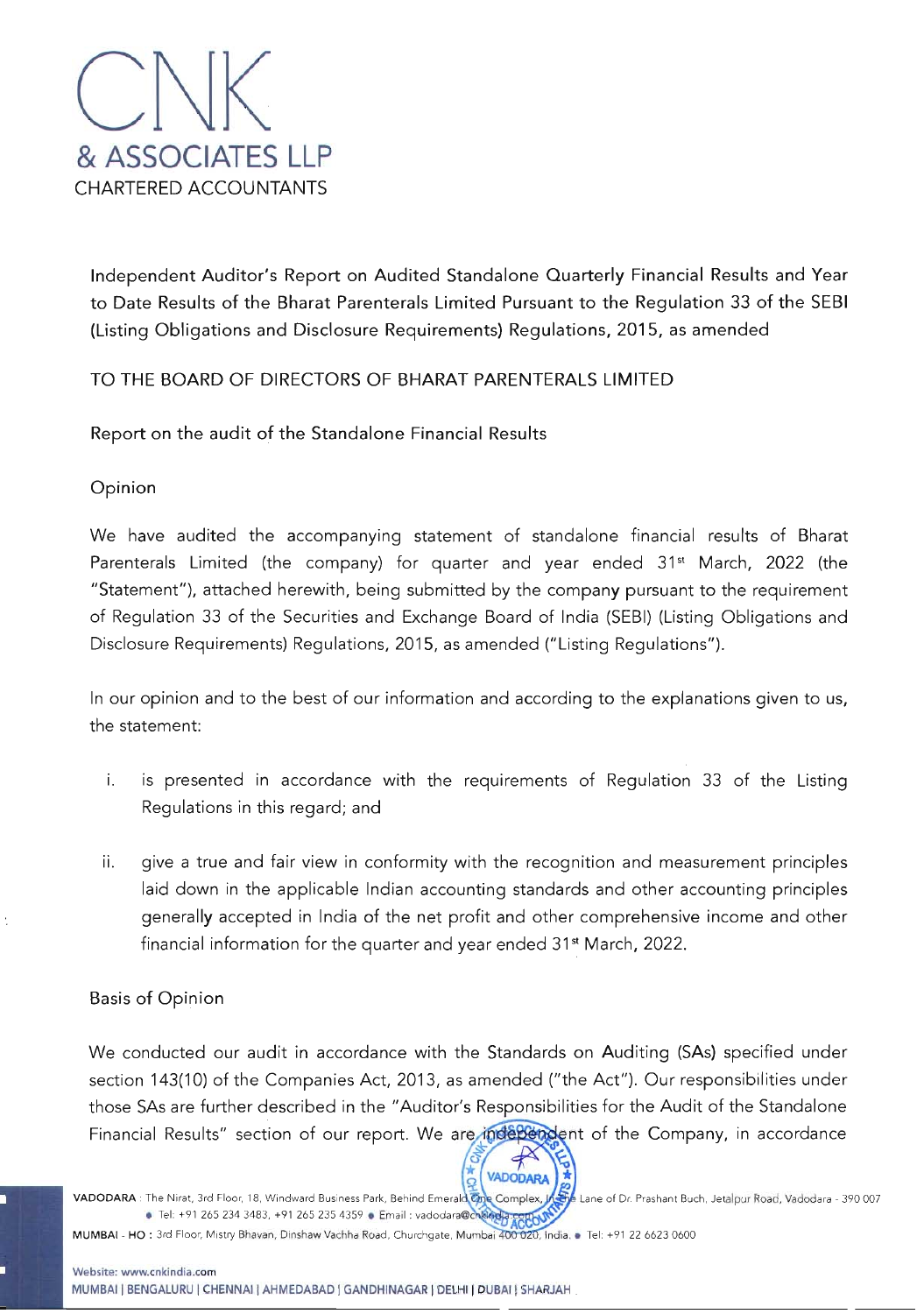# CNK
## & ASSOCIATES LLP
CHARTERED ACCOUNTANTS

**Independent Auditor's Report on Audited Standalone Quarterly Financial Results and Year to Date Results of the Bharat Parenterals Limited Pursuant to the Regulation 33 of the SEBI (Listing Obligations and Disclosure Requirements) Regulations, 2015, as amended**

TO THE BOARD OF DIRECTORS OF BHARAT PARENTERALS LIMITED

Report on the audit of the Standalone Financial Results

Opinion

We have audited the accompanying statement of standalone financial results of Bharat Parenterals Limited (the company) for quarter and year ended 31st March, 2022 (the "Statement"), attached herewith, being submitted by the company pursuant to the requirement of Regulation 33 of the Securities and Exchange Board of India (SEBI) (Listing Obligations and Disclosure Requirements) Regulations, 2015, as amended ("Listing Regulations").

In our opinion and to the best of our information and according to the explanations given to us, the statement:

i. is presented in accordance with the requirements of Regulation 33 of the Listing Regulations in this regard; and

ii. give a true and fair view in conformity with the recognition and measurement principles laid down in the applicable Indian accounting standards and other accounting principles generally accepted in India of the net profit and other comprehensive income and other financial information for the quarter and year ended 31st March, 2022.

Basis of Opinion

We conducted our audit in accordance with the Standards on Auditing (SAs) specified under section 143(10) of the Companies Act, 2013, as amended ("the Act"). Our responsibilities under those SAs are further described in the "Auditor's Responsibilities for the Audit of the Standalone Financial Results" section of our report. We are independent of the Company, in accordance

VADODARA : The Nirat, 3rd Floor, 18, Windward Business Park, Behind Emerald One Complex, In the Lane of Dr. Prashant Buch, Jetalpur Road, Vadodara - 390 007 • Tel: +91 265 234 3483, +91 265 235 4359 • Email : vadodara@cnkindia.com

MUMBAI - HO : 3rd Floor, Mistry Bhavan, Dinshaw Vachha Road, Churchgate, Mumbai 400 020, India. • Tel: +91 22 6623 0600

Website: www.cnkindia.com
MUMBAI | BENGALURU | CHENNAI | AHMEDABAD | GANDHINAGAR | DELHI | DUBAI | SHARJAH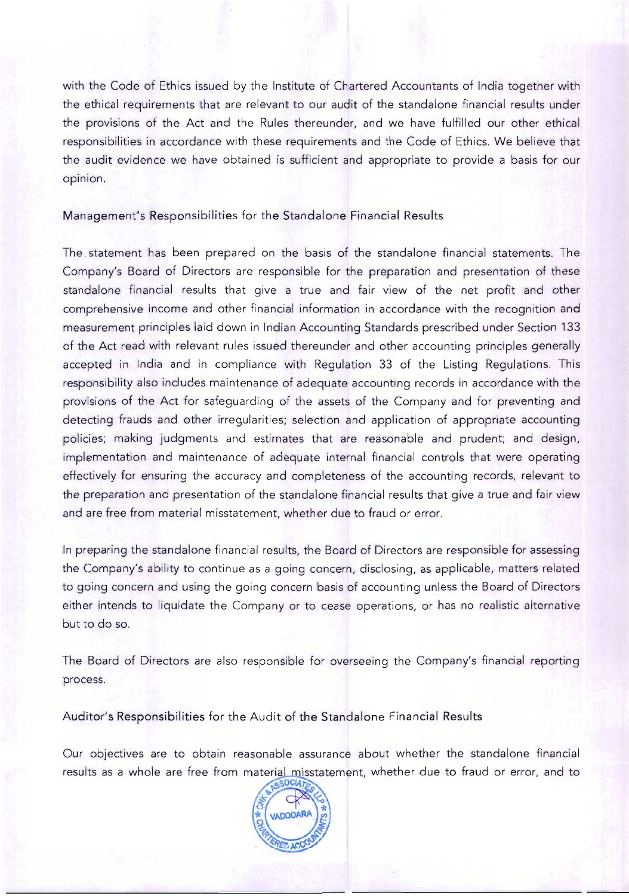with the Code of Ethics issued by the Institute of Chartered Accountants of India together with the ethical requirements that are relevant to our audit of the standalone financial results under the provisions of the Act and the Rules thereunder, and we have fulfilled our other ethical responsibilities in accordance with these requirements and the Code of Ethics. We believe that the audit evidence we have obtained is sufficient and appropriate to provide a basis for our opinion.

## Management's Responsibilities for the Standalone Financial Results

The statement has been prepared on the basis of the standalone financial statements. The Company's Board of Directors are responsible for the preparation and presentation of these standalone financial results that give a true and fair view of the net profit and other comprehensive income and other financial information in accordance with the recognition and measurement principles laid down in Indian Accounting Standards prescribed under Section 133 of the Act read with relevant rules issued thereunder and other accounting principles generally accepted in India and in compliance with Regulation 33 of the Listing Regulations. This responsibility also includes maintenance of adequate accounting records in accordance with the provisions of the Act for safeguarding of the assets of the Company and for preventing and detecting frauds and other irregularities; selection and application of appropriate accounting policies; making judgments and estimates that are reasonable and prudent; and design, implementation and maintenance of adequate internal financial controls that were operating effectively for ensuring the accuracy and completeness of the accounting records, relevant to the preparation and presentation of the standalone financial results that give a true and fair view and are free from material misstatement, whether due to fraud or error.

In preparing the standalone financial results, the Board of Directors are responsible for assessing the Company's ability to continue as a going concern, disclosing, as applicable, matters related to going concern and using the going concern basis of accounting unless the Board of Directors either intends to liquidate the Company or to cease operations, or has no realistic alternative but to do so.

The Board of Directors are also responsible for overseeing the Company's financial reporting process.

## Auditor's Responsibilities for the Audit of the Standalone Financial Results

Our objectives are to obtain reasonable assurance about whether the standalone financial results as a whole are free from material misstatement, whether due to fraud or error, and to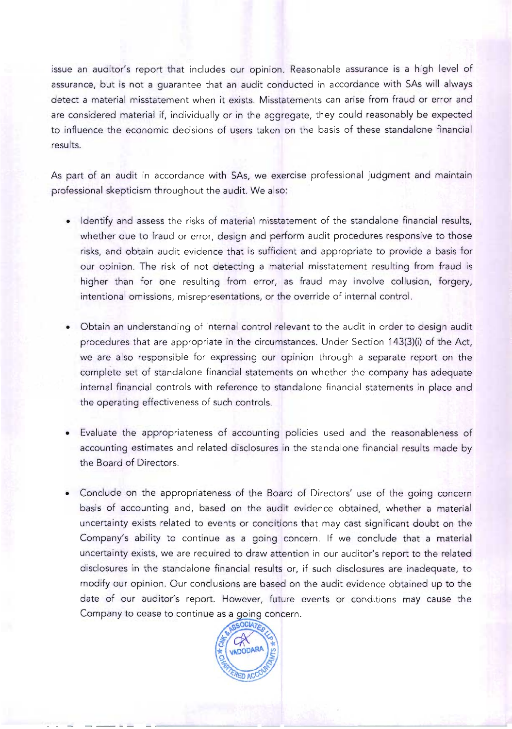issue an auditor's report that includes our opinion. Reasonable assurance is a high level of assurance, but is not a guarantee that an audit conducted in accordance with SAs will always detect a material misstatement when it exists. Misstatements can arise from fraud or error and are considered material if, individually or in the aggregate, they could reasonably be expected to influence the economic decisions of users taken on the basis of these standalone financial results.

As part of an audit in accordance with SAs, we exercise professional judgment and maintain professional skepticism throughout the audit. We also:

- Identify and assess the risks of material misstatement of the standalone financial results, whether due to fraud or error, design and perform audit procedures responsive to those risks, and obtain audit evidence that is sufficient and appropriate to provide a basis for our opinion. The risk of not detecting a material misstatement resulting from fraud is higher than for one resulting from error, as fraud may involve collusion, forgery, intentional omissions, misrepresentations, or the override of internal control.

- Obtain an understanding of internal control relevant to the audit in order to design audit procedures that are appropriate in the circumstances. Under Section 143(3)(i) of the Act, we are also responsible for expressing our opinion through a separate report on the complete set of standalone financial statements on whether the company has adequate internal financial controls with reference to standalone financial statements in place and the operating effectiveness of such controls.

- Evaluate the appropriateness of accounting policies used and the reasonableness of accounting estimates and related disclosures in the standalone financial results made by the Board of Directors.

- Conclude on the appropriateness of the Board of Directors' use of the going concern basis of accounting and, based on the audit evidence obtained, whether a material uncertainty exists related to events or conditions that may cast significant doubt on the Company's ability to continue as a going concern. If we conclude that a material uncertainty exists, we are required to draw attention in our auditor's report to the related disclosures in the standalone financial results or, if such disclosures are inadequate, to modify our opinion. Our conclusions are based on the audit evidence obtained up to the date of our auditor's report. However, future events or conditions may cause the Company to cease to continue as a going concern.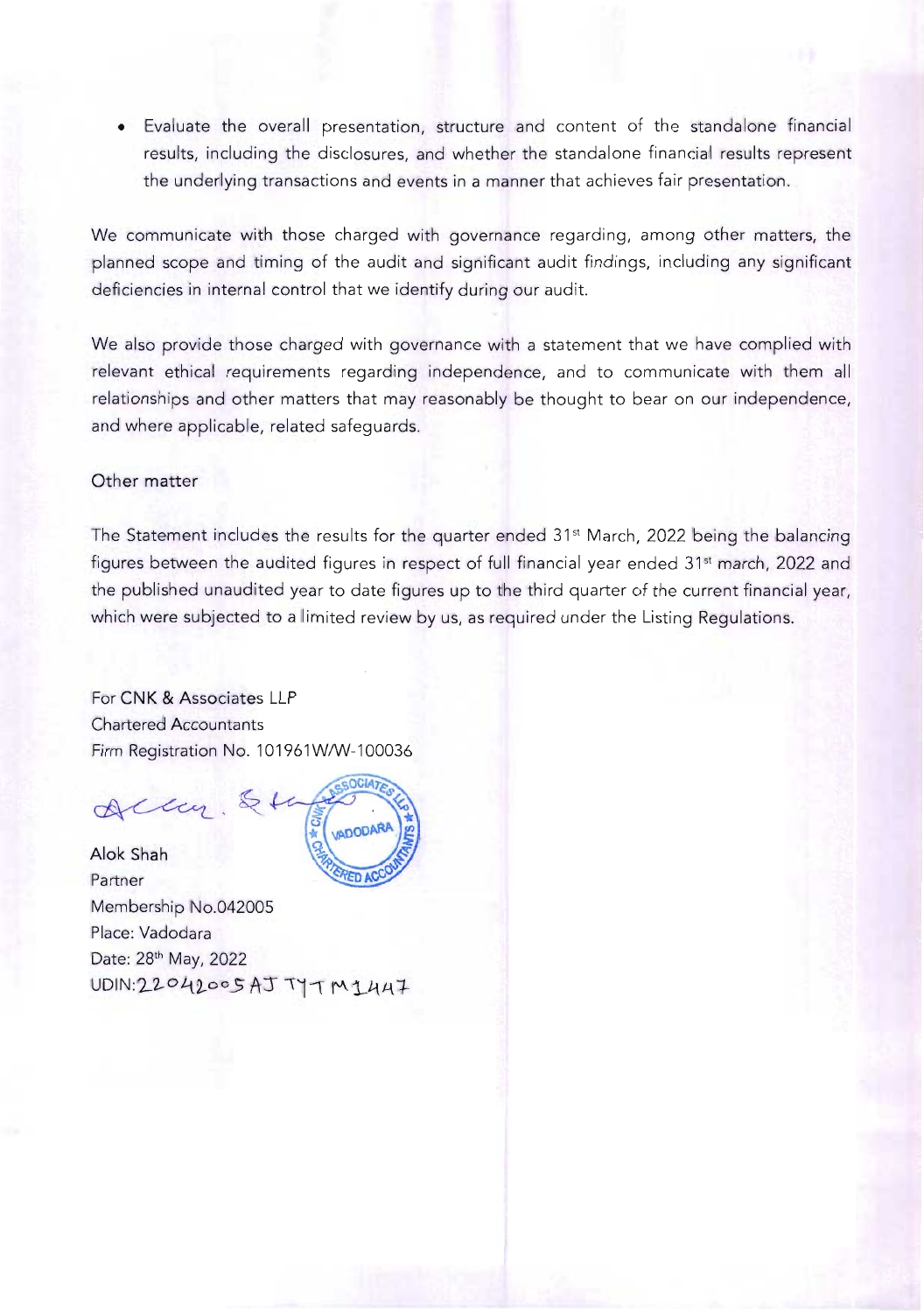- Evaluate the overall presentation, structure and content of the standalone financial results, including the disclosures, and whether the standalone financial results represent the underlying transactions and events in a manner that achieves fair presentation.

We communicate with those charged with governance regarding, among other matters, the planned scope and timing of the audit and significant audit findings, including any significant deficiencies in internal control that we identify during our audit.

We also provide those charged with governance with a statement that we have complied with relevant ethical requirements regarding independence, and to communicate with them all relationships and other matters that may reasonably be thought to bear on our independence, and where applicable, related safeguards.

Other matter

The Statement includes the results for the quarter ended 31st March, 2022 being the balancing figures between the audited figures in respect of full financial year ended 31st march, 2022 and the published unaudited year to date figures up to the third quarter of the current financial year, which were subjected to a limited review by us, as required under the Listing Regulations.

For CNK & Associates LLP
Chartered Accountants
Firm Registration No. 101961W/W-100036

Alok Shah
Partner
Membership No.042005
Place: Vadodara
Date: 28th May, 2022
UDIN:22042005AJTYTM1447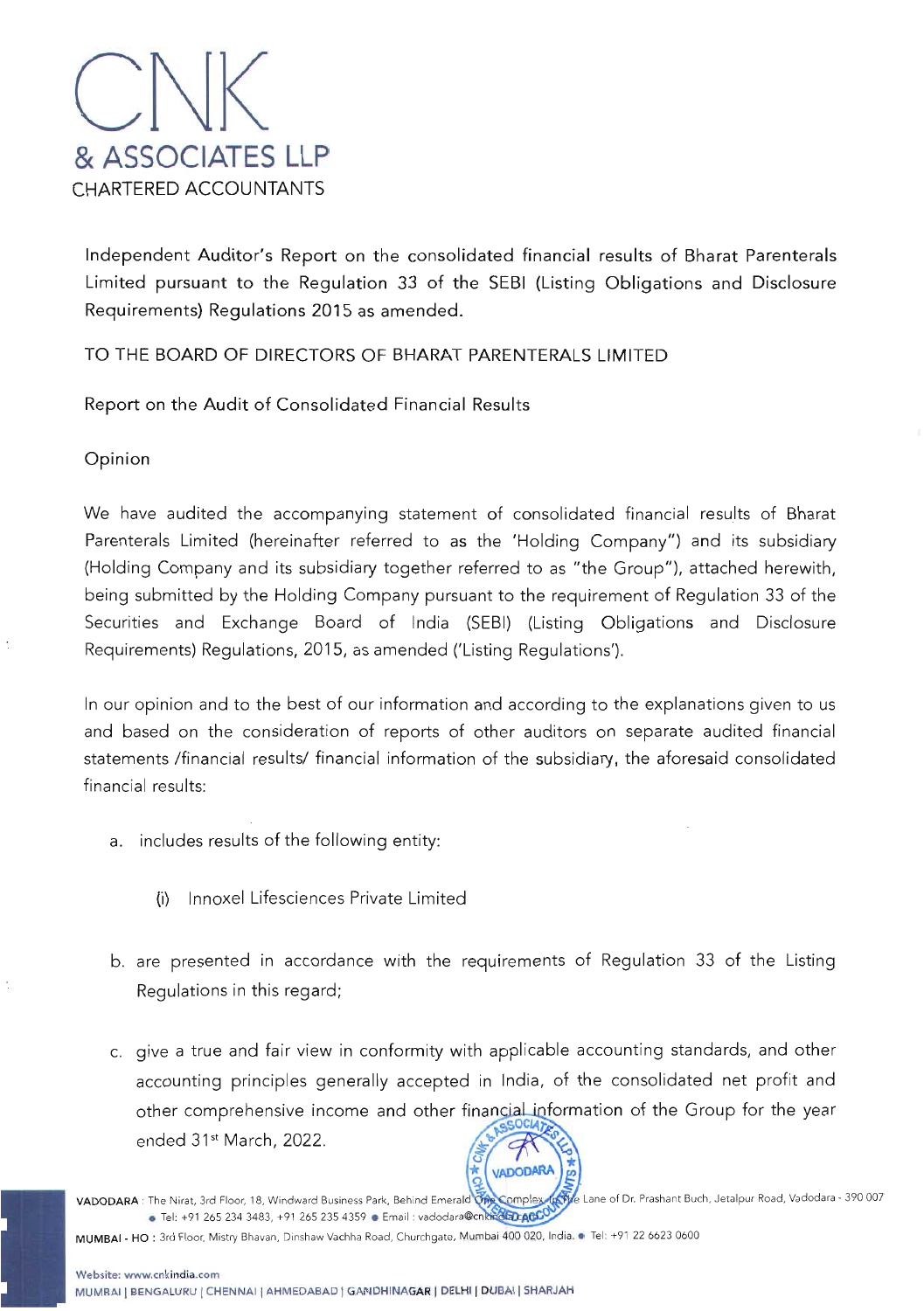# CNK & ASSOCIATES LLP

CHARTERED ACCOUNTANTS

Independent Auditor's Report on the consolidated financial results of Bharat Parenterals Limited pursuant to the Regulation 33 of the SEBI (Listing Obligations and Disclosure Requirements) Regulations 2015 as amended.

TO THE BOARD OF DIRECTORS OF BHARAT PARENTERALS LIMITED

Report on the Audit of Consolidated Financial Results

Opinion

We have audited the accompanying statement of consolidated financial results of Bharat Parenterals Limited (hereinafter referred to as the 'Holding Company") and its subsidiary (Holding Company and its subsidiary together referred to as "the Group"), attached herewith, being submitted by the Holding Company pursuant to the requirement of Regulation 33 of the Securities and Exchange Board of India (SEBI) (Listing Obligations and Disclosure Requirements) Regulations, 2015, as amended ('Listing Regulations').

In our opinion and to the best of our information and according to the explanations given to us and based on the consideration of reports of other auditors on separate audited financial statements /financial results/ financial information of the subsidiary, the aforesaid consolidated financial results:

a. includes results of the following entity:

   (i) Innoxel Lifesciences Private Limited

b. are presented in accordance with the requirements of Regulation 33 of the Listing Regulations in this regard;

c. give a true and fair view in conformity with applicable accounting standards, and other accounting principles generally accepted in India, of the consolidated net profit and other comprehensive income and other financial information of the Group for the year ended 31st March, 2022.

VADODARA : The Nirat, 3rd Floor, 18, Windward Business Park, Behind Emerald One Complex, In The Lane of Dr. Prashant Buch, Jetalpur Road, Vadodara - 390 007 • Tel: +91 265 234 3483, +91 265 235 4359 • Email : vadodara@cnkindia.com

MUMBAI - HO : 3rd Floor, Mistry Bhavan, Dinshaw Vachha Road, Churchgate, Mumbai 400 020, India. • Tel: +91 22 6623 0600

Website: www.cnkindia.com

MUMBAI | BENGALURU | CHENNAI | AHMEDABAD | GANDHINAGAR | DELHI | DUBAI | SHARJAH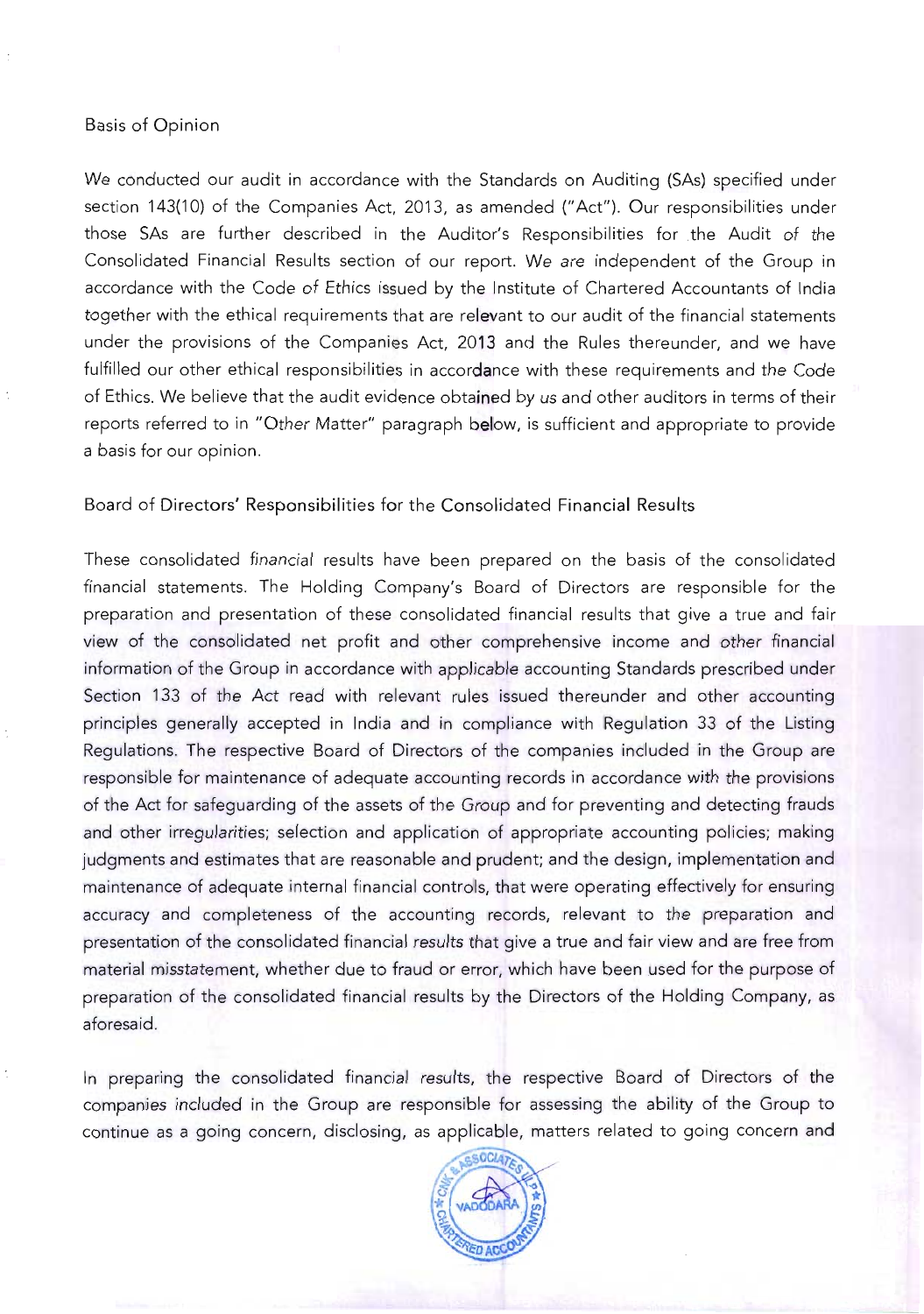## Basis of Opinion

We conducted our audit in accordance with the Standards on Auditing (SAs) specified under section 143(10) of the Companies Act, 2013, as amended ("Act"). Our responsibilities under those SAs are further described in the Auditor's Responsibilities for the Audit of the Consolidated Financial Results section of our report. We are independent of the Group in accordance with the Code of Ethics issued by the Institute of Chartered Accountants of India together with the ethical requirements that are relevant to our audit of the financial statements under the provisions of the Companies Act, 2013 and the Rules thereunder, and we have fulfilled our other ethical responsibilities in accordance with these requirements and the Code of Ethics. We believe that the audit evidence obtained by us and other auditors in terms of their reports referred to in "Other Matter" paragraph below, is sufficient and appropriate to provide a basis for our opinion.

## Board of Directors' Responsibilities for the Consolidated Financial Results

These consolidated financial results have been prepared on the basis of the consolidated financial statements. The Holding Company's Board of Directors are responsible for the preparation and presentation of these consolidated financial results that give a true and fair view of the consolidated net profit and other comprehensive income and other financial information of the Group in accordance with applicable accounting Standards prescribed under Section 133 of the Act read with relevant rules issued thereunder and other accounting principles generally accepted in India and in compliance with Regulation 33 of the Listing Regulations. The respective Board of Directors of the companies included in the Group are responsible for maintenance of adequate accounting records in accordance with the provisions of the Act for safeguarding of the assets of the Group and for preventing and detecting frauds and other irregularities; selection and application of appropriate accounting policies; making judgments and estimates that are reasonable and prudent; and the design, implementation and maintenance of adequate internal financial controls, that were operating effectively for ensuring accuracy and completeness of the accounting records, relevant to the preparation and presentation of the consolidated financial results that give a true and fair view and are free from material misstatement, whether due to fraud or error, which have been used for the purpose of preparation of the consolidated financial results by the Directors of the Holding Company, as aforesaid.

In preparing the consolidated financial results, the respective Board of Directors of the companies included in the Group are responsible for assessing the ability of the Group to continue as a going concern, disclosing, as applicable, matters related to going concern and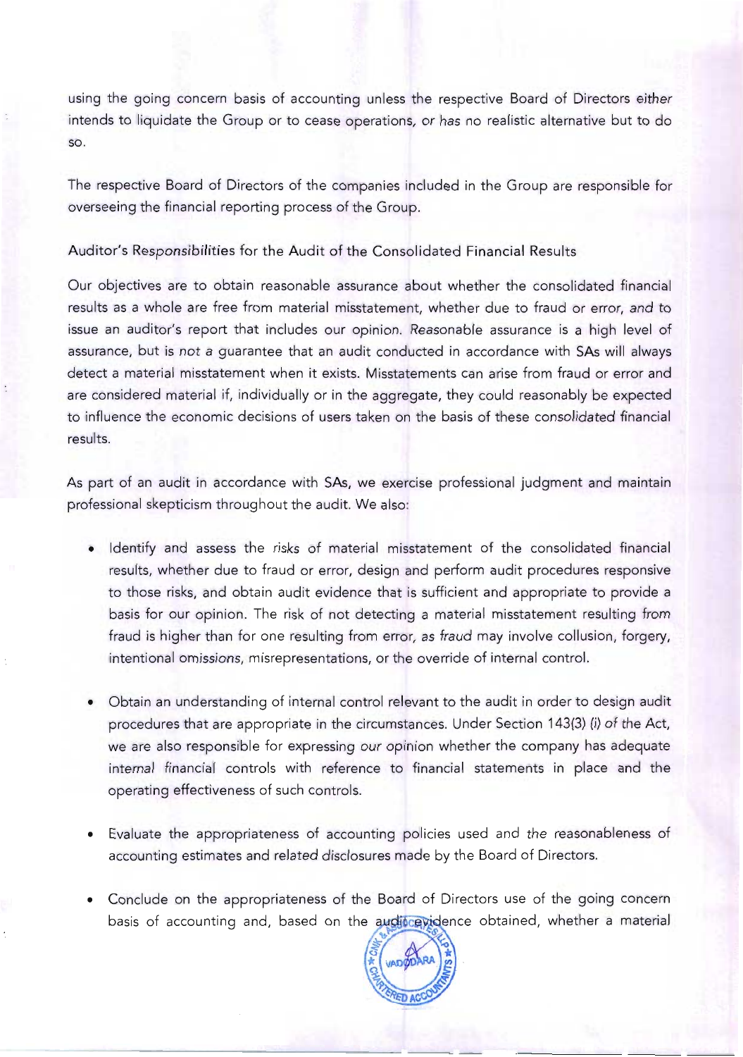using the going concern basis of accounting unless the respective Board of Directors either intends to liquidate the Group or to cease operations, or has no realistic alternative but to do so.

The respective Board of Directors of the companies included in the Group are responsible for overseeing the financial reporting process of the Group.

Auditor's Responsibilities for the Audit of the Consolidated Financial Results

Our objectives are to obtain reasonable assurance about whether the consolidated financial results as a whole are free from material misstatement, whether due to fraud or error, and to issue an auditor's report that includes our opinion. Reasonable assurance is a high level of assurance, but is not a guarantee that an audit conducted in accordance with SAs will always detect a material misstatement when it exists. Misstatements can arise from fraud or error and are considered material if, individually or in the aggregate, they could reasonably be expected to influence the economic decisions of users taken on the basis of these consolidated financial results.

As part of an audit in accordance with SAs, we exercise professional judgment and maintain professional skepticism throughout the audit. We also:

- Identify and assess the risks of material misstatement of the consolidated financial results, whether due to fraud or error, design and perform audit procedures responsive to those risks, and obtain audit evidence that is sufficient and appropriate to provide a basis for our opinion. The risk of not detecting a material misstatement resulting from fraud is higher than for one resulting from error, as fraud may involve collusion, forgery, intentional omissions, misrepresentations, or the override of internal control.

- Obtain an understanding of internal control relevant to the audit in order to design audit procedures that are appropriate in the circumstances. Under Section 143(3) (i) of the Act, we are also responsible for expressing our opinion whether the company has adequate internal financial controls with reference to financial statements in place and the operating effectiveness of such controls.

- Evaluate the appropriateness of accounting policies used and the reasonableness of accounting estimates and related disclosures made by the Board of Directors.

- Conclude on the appropriateness of the Board of Directors use of the going concern basis of accounting and, based on the audit evidence obtained, whether a material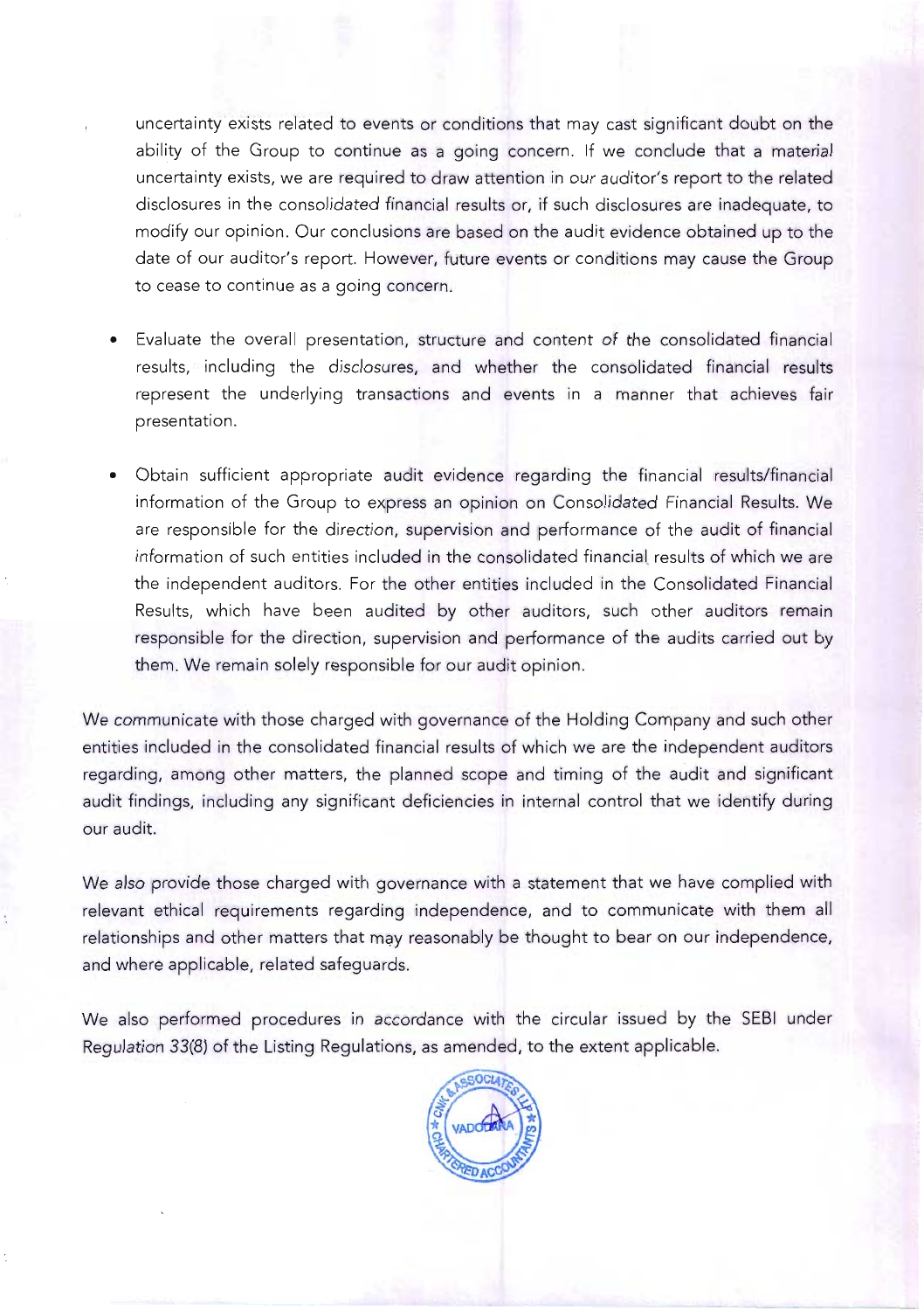uncertainty exists related to events or conditions that may cast significant doubt on the ability of the Group to continue as a going concern. If we conclude that a material uncertainty exists, we are required to draw attention in our auditor's report to the related disclosures in the consolidated financial results or, if such disclosures are inadequate, to modify our opinion. Our conclusions are based on the audit evidence obtained up to the date of our auditor's report. However, future events or conditions may cause the Group to cease to continue as a going concern.

- Evaluate the overall presentation, structure and content of the consolidated financial results, including the disclosures, and whether the consolidated financial results represent the underlying transactions and events in a manner that achieves fair presentation.

- Obtain sufficient appropriate audit evidence regarding the financial results/financial information of the Group to express an opinion on Consolidated Financial Results. We are responsible for the direction, supervision and performance of the audit of financial information of such entities included in the consolidated financial results of which we are the independent auditors. For the other entities included in the Consolidated Financial Results, which have been audited by other auditors, such other auditors remain responsible for the direction, supervision and performance of the audits carried out by them. We remain solely responsible for our audit opinion.

We communicate with those charged with governance of the Holding Company and such other entities included in the consolidated financial results of which we are the independent auditors regarding, among other matters, the planned scope and timing of the audit and significant audit findings, including any significant deficiencies in internal control that we identify during our audit.

We also provide those charged with governance with a statement that we have complied with relevant ethical requirements regarding independence, and to communicate with them all relationships and other matters that may reasonably be thought to bear on our independence, and where applicable, related safeguards.

We also performed procedures in accordance with the circular issued by the SEBI under Regulation 33(8) of the Listing Regulations, as amended, to the extent applicable.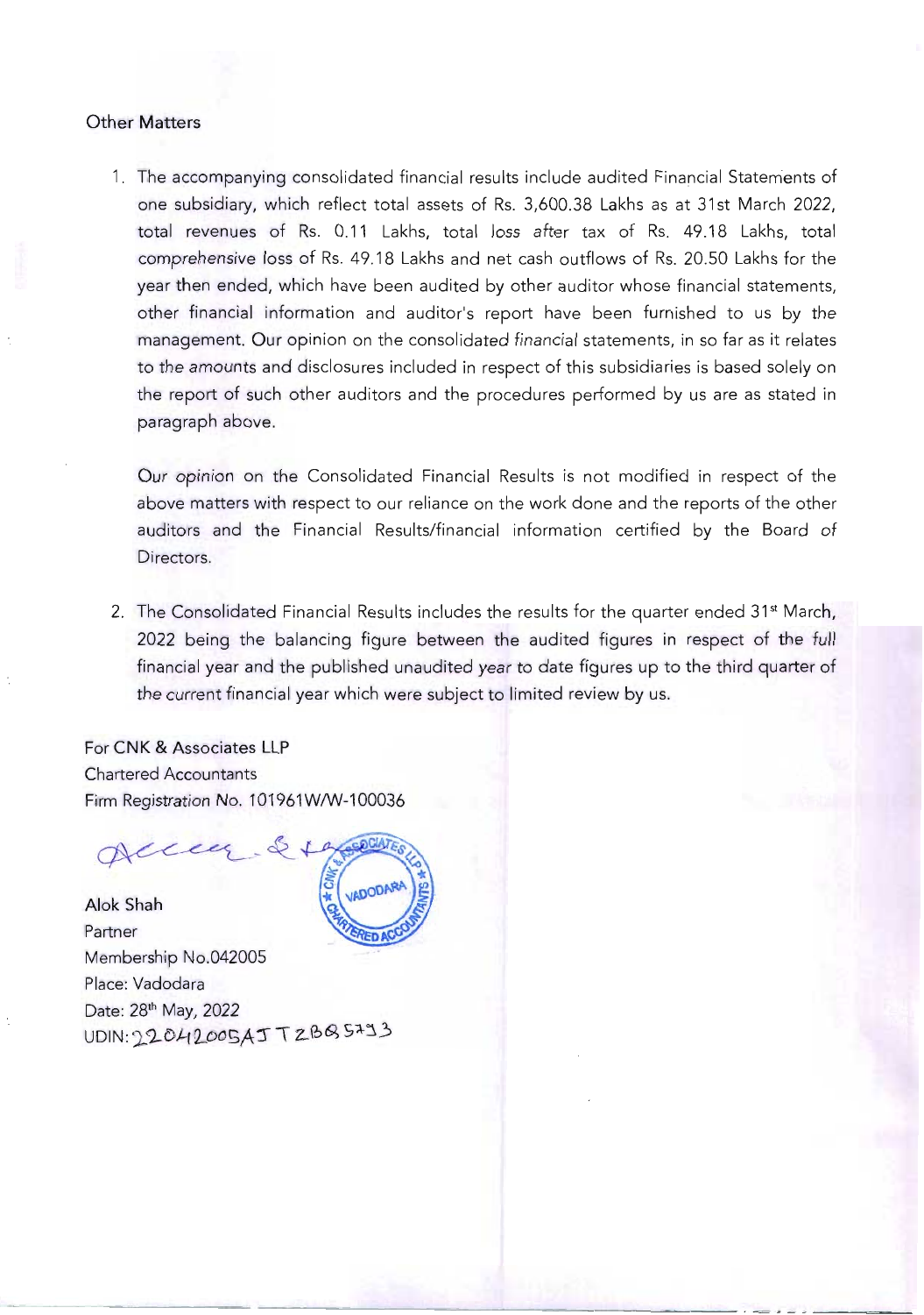## Other Matters

1. The accompanying consolidated financial results include audited Financial Statements of one subsidiary, which reflect total assets of Rs. 3,600.38 Lakhs as at 31st March 2022, total revenues of Rs. 0.11 Lakhs, total loss after tax of Rs. 49.18 Lakhs, total comprehensive loss of Rs. 49.18 Lakhs and net cash outflows of Rs. 20.50 Lakhs for the year then ended, which have been audited by other auditor whose financial statements, other financial information and auditor's report have been furnished to us by the management. Our opinion on the consolidated financial statements, in so far as it relates to the amounts and disclosures included in respect of this subsidiaries is based solely on the report of such other auditors and the procedures performed by us are as stated in paragraph above.

   Our opinion on the Consolidated Financial Results is not modified in respect of the above matters with respect to our reliance on the work done and the reports of the other auditors and the Financial Results/financial information certified by the Board of Directors.

2. The Consolidated Financial Results includes the results for the quarter ended 31st March, 2022 being the balancing figure between the audited figures in respect of the full financial year and the published unaudited year to date figures up to the third quarter of the current financial year which were subject to limited review by us.

For CNK & Associates LLP
Chartered Accountants
Firm Registration No. 101961W/W-100036

Alok Shah
Partner
Membership No.042005
Place: Vadodara
Date: 28th May, 2022
UDIN: 22042005AJTZBQ5793